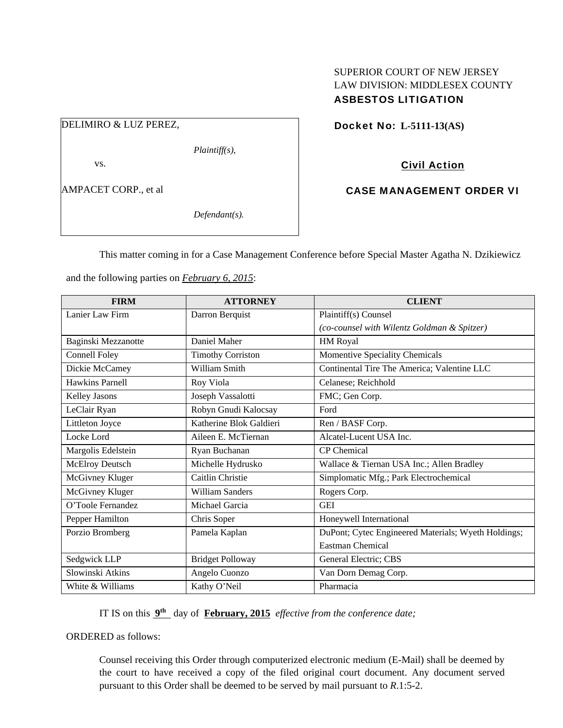SUPERIOR COURT OF NEW JERSEY
LAW DIVISION: MIDDLESEX COUNTY
**ASBESTOS LITIGATION**

DELIMIRO & LUZ PEREZ,

*Plaintiff(s),*

vs.

AMPACET CORP., et al

*Defendant(s).*

**Docket No: L-5111-13(AS)**

**Civil Action**

**CASE MANAGEMENT ORDER VI**

This matter coming in for a Case Management Conference before Special Master Agatha N. Dzikiewicz and the following parties on ***February 6, 2015***:

| FIRM | ATTORNEY | CLIENT |
|---|---|---|
| Lanier Law Firm | Darron Berquist | Plaintiff(s) Counsel *(co-counsel with Wilentz Goldman & Spitzer)* |
| Baginski Mezzanotte | Daniel Maher | HM Royal |
| Connell Foley | Timothy Corriston | Momentive Speciality Chemicals |
| Dickie McCamey | William Smith | Continental Tire The America; Valentine LLC |
| Hawkins Parnell | Roy Viola | Celanese; Reichhold |
| Kelley Jasons | Joseph Vassalotti | FMC; Gen Corp. |
| LeClair Ryan | Robyn Gnudi Kalocsay | Ford |
| Littleton Joyce | Katherine Blok Galdieri | Ren / BASF Corp. |
| Locke Lord | Aileen E. McTiernan | Alcatel-Lucent USA Inc. |
| Margolis Edelstein | Ryan Buchanan | CP Chemical |
| McElroy Deutsch | Michelle Hydrusko | Wallace & Tiernan USA Inc.; Allen Bradley |
| McGivney Kluger | Caitlin Christie | Simplomatic Mfg.; Park Electrochemical |
| McGivney Kluger | William Sanders | Rogers Corp. |
| O'Toole Fernandez | Michael Garcia | GEI |
| Pepper Hamilton | Chris Soper | Honeywell International |
| Porzio Bromberg | Pamela Kaplan | DuPont; Cytec Engineered Materials; Wyeth Holdings; Eastman Chemical |
| Sedgwick LLP | Bridget Polloway | General Electric; CBS |
| Slowinski Atkins | Angelo Cuonzo | Van Dorn Demag Corp. |
| White & Williams | Kathy O'Neil | Pharmacia |

IT IS on this **9th** day of **February, 2015** *effective from the conference date;*

ORDERED as follows:

Counsel receiving this Order through computerized electronic medium (E-Mail) shall be deemed by the court to have received a copy of the filed original court document. Any document served pursuant to this Order shall be deemed to be served by mail pursuant to *R*.1:5-2.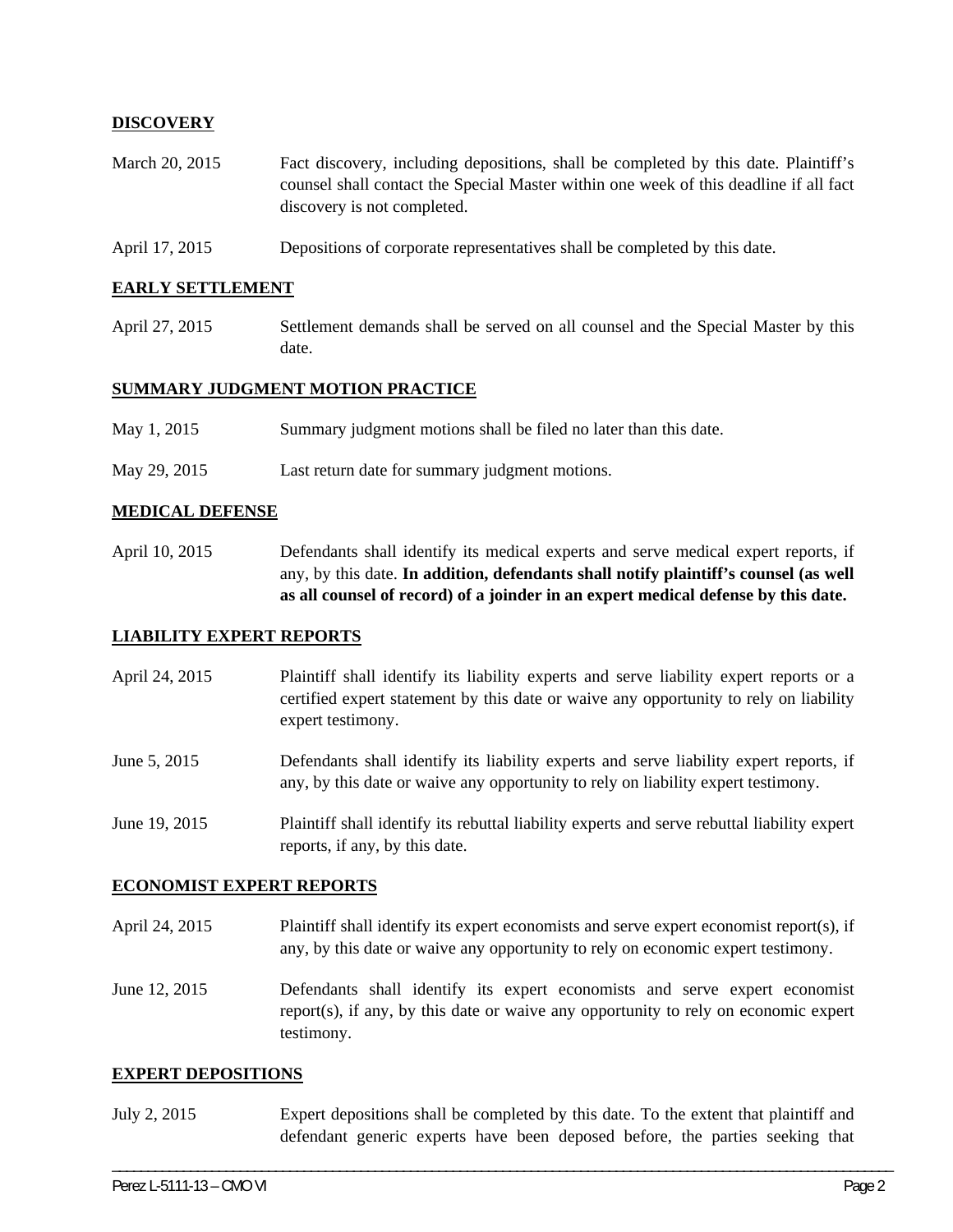## DISCOVERY

March 20, 2015 Fact discovery, including depositions, shall be completed by this date. Plaintiff's counsel shall contact the Special Master within one week of this deadline if all fact discovery is not completed.

April 17, 2015 Depositions of corporate representatives shall be completed by this date.

## EARLY SETTLEMENT

April 27, 2015 Settlement demands shall be served on all counsel and the Special Master by this date.

## SUMMARY JUDGMENT MOTION PRACTICE

May 1, 2015 Summary judgment motions shall be filed no later than this date.

May 29, 2015 Last return date for summary judgment motions.

## MEDICAL DEFENSE

April 10, 2015 Defendants shall identify its medical experts and serve medical expert reports, if any, by this date. **In addition, defendants shall notify plaintiff's counsel (as well as all counsel of record) of a joinder in an expert medical defense by this date.**

## LIABILITY EXPERT REPORTS

April 24, 2015 Plaintiff shall identify its liability experts and serve liability expert reports or a certified expert statement by this date or waive any opportunity to rely on liability expert testimony.

June 5, 2015 Defendants shall identify its liability experts and serve liability expert reports, if any, by this date or waive any opportunity to rely on liability expert testimony.

June 19, 2015 Plaintiff shall identify its rebuttal liability experts and serve rebuttal liability expert reports, if any, by this date.

## ECONOMIST EXPERT REPORTS

April 24, 2015 Plaintiff shall identify its expert economists and serve expert economist report(s), if any, by this date or waive any opportunity to rely on economic expert testimony.

June 12, 2015 Defendants shall identify its expert economists and serve expert economist report(s), if any, by this date or waive any opportunity to rely on economic expert testimony.

## EXPERT DEPOSITIONS

July 2, 2015 Expert depositions shall be completed by this date. To the extent that plaintiff and defendant generic experts have been deposed before, the parties seeking that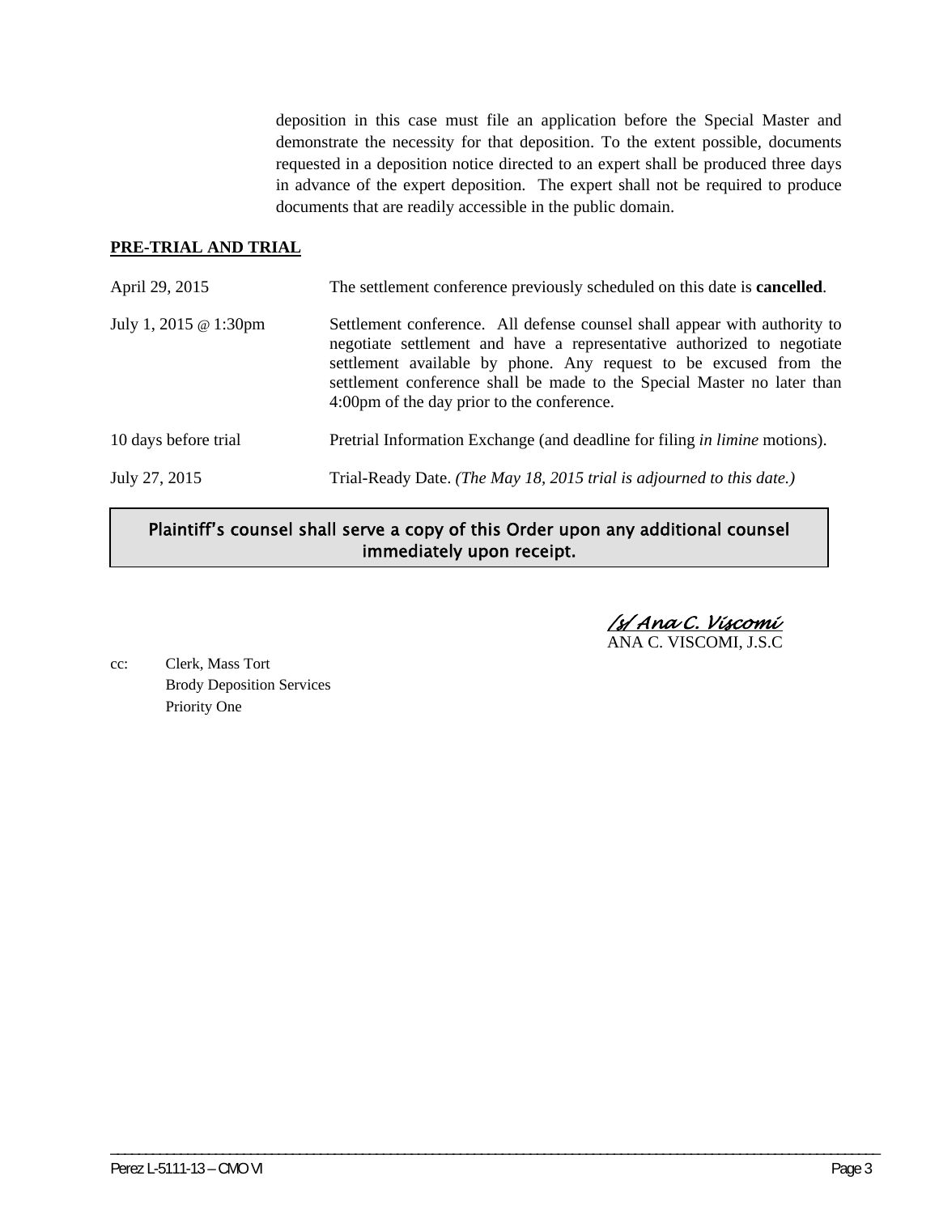deposition in this case must file an application before the Special Master and demonstrate the necessity for that deposition. To the extent possible, documents requested in a deposition notice directed to an expert shall be produced three days in advance of the expert deposition. The expert shall not be required to produce documents that are readily accessible in the public domain.

**PRE-TRIAL AND TRIAL**

| | |
|---|---|
| April 29, 2015 | The settlement conference previously scheduled on this date is **cancelled**. |
| July 1, 2015 @ 1:30pm | Settlement conference. All defense counsel shall appear with authority to negotiate settlement and have a representative authorized to negotiate settlement available by phone. Any request to be excused from the settlement conference shall be made to the Special Master no later than 4:00pm of the day prior to the conference. |
| 10 days before trial | Pretrial Information Exchange (and deadline for filing *in limine* motions). |
| July 27, 2015 | Trial-Ready Date. *(The May 18, 2015 trial is adjourned to this date.)* |

**Plaintiff's counsel shall serve a copy of this Order upon any additional counsel immediately upon receipt.**

*/s/ Ana C. Viscomi*
ANA C. VISCOMI, J.S.C

cc: Clerk, Mass Tort
Brody Deposition Services
Priority One